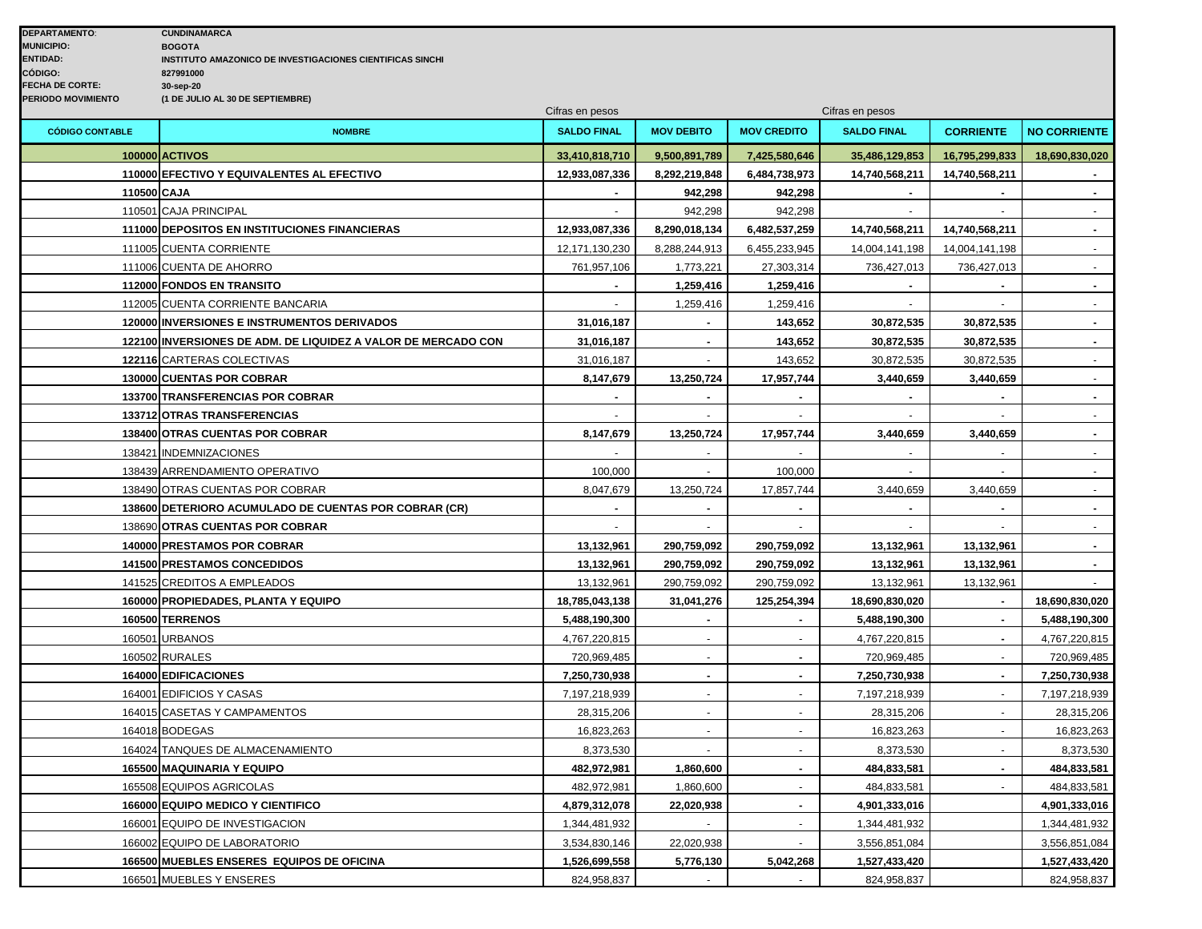**DEPARTAMENTO**: CUNDINAMARCA
**MUNICIPIO:** BOGOTA
**ENTIDAD:** INSTITUTO AMAZONICO DE INVESTIGACIONES CIENTIFICAS SINCHI
**CÓDIGO:** 827991000
**FECHA DE CORTE:** 30-sep-20
**PERIODO MOVIMIENTO** (1 DE JULIO AL 30 DE SEPTIEMBRE)

| | | Cifras en pesos | | | Cifras en pesos | | |
|---|---|---|---|---|---|---|---|
| **CÓDIGO CONTABLE** | **NOMBRE** | **SALDO FINAL** | **MOV DEBITO** | **MOV CREDITO** | **SALDO FINAL** | **CORRIENTE** | **NO CORRIENTE** |
| **100000** | **ACTIVOS** | **33,410,818,710** | **9,500,891,789** | **7,425,580,646** | **35,486,129,853** | **16,795,299,833** | **18,690,830,020** |
| **110000** | **EFECTIVO Y EQUIVALENTES AL EFECTIVO** | **12,933,087,336** | **8,292,219,848** | **6,484,738,973** | **14,740,568,211** | **14,740,568,211** | **-** |
| **110500** | **CAJA** | **-** | **942,298** | **942,298** | **-** | **-** | **-** |
| 110501 | CAJA PRINCIPAL | - | 942,298 | 942,298 | - | - | - |
| **111000** | **DEPOSITOS EN INSTITUCIONES FINANCIERAS** | **12,933,087,336** | **8,290,018,134** | **6,482,537,259** | **14,740,568,211** | **14,740,568,211** | **-** |
| 111005 | CUENTA CORRIENTE | 12,171,130,230 | 8,288,244,913 | 6,455,233,945 | 14,004,141,198 | 14,004,141,198 | - |
| 111006 | CUENTA DE AHORRO | 761,957,106 | 1,773,221 | 27,303,314 | 736,427,013 | 736,427,013 | - |
| **112000** | **FONDOS EN TRANSITO** | **-** | **1,259,416** | **1,259,416** | **-** | **-** | **-** |
| 112005 | CUENTA CORRIENTE BANCARIA | - | 1,259,416 | 1,259,416 | - | - | - |
| **120000** | **INVERSIONES E INSTRUMENTOS DERIVADOS** | **31,016,187** | **-** | **143,652** | **30,872,535** | **30,872,535** | **-** |
| **122100** | **INVERSIONES DE ADM. DE LIQUIDEZ A VALOR DE MERCADO CON** | **31,016,187** | **-** | **143,652** | **30,872,535** | **30,872,535** | **-** |
| **122116** | CARTERAS COLECTIVAS | 31,016,187 | - | 143,652 | 30,872,535 | 30,872,535 | - |
| **130000** | **CUENTAS POR COBRAR** | **8,147,679** | **13,250,724** | **17,957,744** | **3,440,659** | **3,440,659** | - |
| **133700** | **TRANSFERENCIAS POR COBRAR** | **-** | **-** | **-** | **-** | **-** | **-** |
| **133712** | **OTRAS TRANSFERENCIAS** | - | - | - | - | - | - |
| **138400** | **OTRAS CUENTAS POR COBRAR** | **8,147,679** | **13,250,724** | **17,957,744** | **3,440,659** | **3,440,659** | **-** |
| 138421 | INDEMNIZACIONES | - | - | - | - | - | - |
| 138439 | ARRENDAMIENTO OPERATIVO | 100,000 | - | 100,000 | - | - | - |
| 138490 | OTRAS CUENTAS POR COBRAR | 8,047,679 | 13,250,724 | 17,857,744 | 3,440,659 | 3,440,659 | - |
| **138600** | **DETERIORO ACUMULADO DE CUENTAS POR COBRAR (CR)** | **-** | **-** | **-** | **-** | **-** | **-** |
| 138690 | **OTRAS CUENTAS POR COBRAR** | - | - | - | - | - | - |
| **140000** | **PRESTAMOS POR COBRAR** | **13,132,961** | **290,759,092** | **290,759,092** | **13,132,961** | **13,132,961** | **-** |
| **141500** | **PRESTAMOS CONCEDIDOS** | **13,132,961** | **290,759,092** | **290,759,092** | **13,132,961** | **13,132,961** | **-** |
| 141525 | CREDITOS A EMPLEADOS | 13,132,961 | 290,759,092 | 290,759,092 | 13,132,961 | 13,132,961 | - |
| **160000** | **PROPIEDADES, PLANTA Y EQUIPO** | **18,785,043,138** | **31,041,276** | **125,254,394** | **18,690,830,020** | **-** | **18,690,830,020** |
| **160500** | **TERRENOS** | **5,488,190,300** | **-** | **-** | **5,488,190,300** | **-** | **5,488,190,300** |
| 160501 | URBANOS | 4,767,220,815 | - | - | 4,767,220,815 | **-** | 4,767,220,815 |
| 160502 | RURALES | 720,969,485 | - | **-** | 720,969,485 | - | 720,969,485 |
| **164000** | **EDIFICACIONES** | **7,250,730,938** | **-** | **-** | **7,250,730,938** | **-** | **7,250,730,938** |
| 164001 | EDIFICIOS Y CASAS | 7,197,218,939 | - | - | 7,197,218,939 | - | 7,197,218,939 |
| 164015 | CASETAS Y CAMPAMENTOS | 28,315,206 | - | - | 28,315,206 | - | 28,315,206 |
| 164018 | BODEGAS | 16,823,263 | - | - | 16,823,263 | - | 16,823,263 |
| 164024 | TANQUES DE ALMACENAMIENTO | 8,373,530 | - | - | 8,373,530 | - | 8,373,530 |
| **165500** | **MAQUINARIA Y EQUIPO** | **482,972,981** | **1,860,600** | **-** | **484,833,581** | **-** | **484,833,581** |
| 165508 | EQUIPOS AGRICOLAS | 482,972,981 | 1,860,600 | - | 484,833,581 | - | 484,833,581 |
| **166000** | **EQUIPO MEDICO Y CIENTIFICO** | **4,879,312,078** | **22,020,938** | **-** | **4,901,333,016** | | **4,901,333,016** |
| 166001 | EQUIPO DE INVESTIGACION | 1,344,481,932 | - | - | 1,344,481,932 | | 1,344,481,932 |
| 166002 | EQUIPO DE LABORATORIO | 3,534,830,146 | 22,020,938 | - | 3,556,851,084 | | 3,556,851,084 |
| **166500** | **MUEBLES ENSERES EQUIPOS DE OFICINA** | **1,526,699,558** | **5,776,130** | **5,042,268** | **1,527,433,420** | | **1,527,433,420** |
| 166501 | MUEBLES Y ENSERES | 824,958,837 | - | - | 824,958,837 | | 824,958,837 |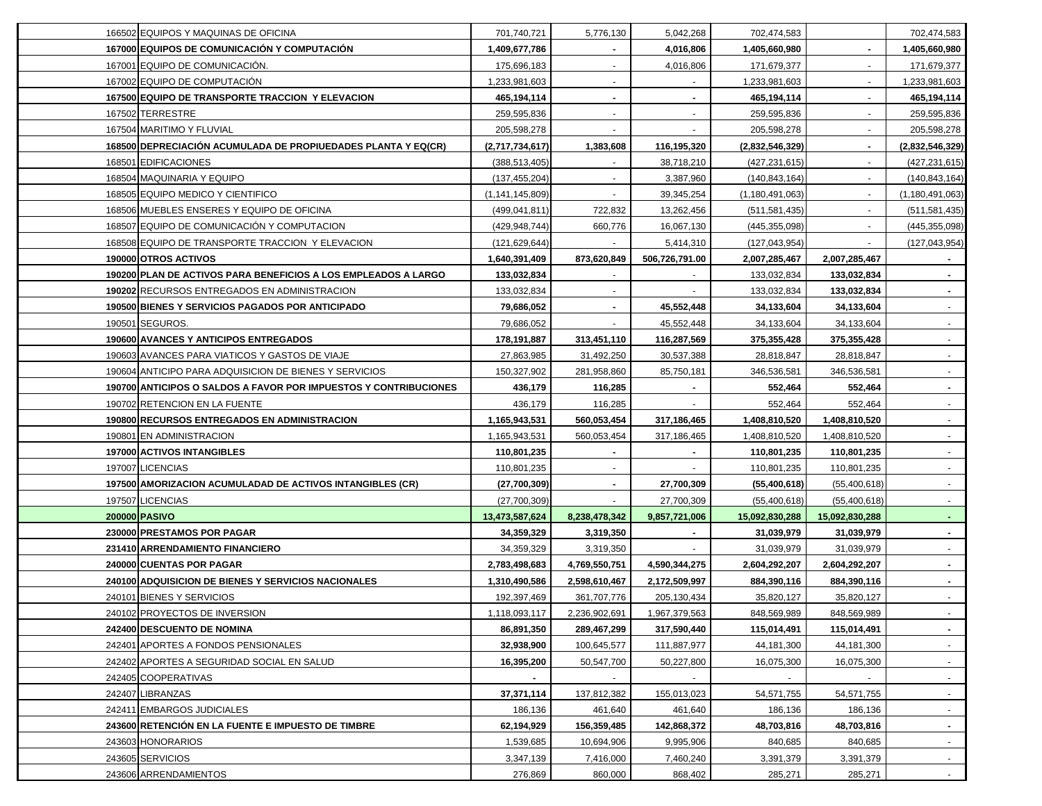| | | | | | | |
|---|---|---|---|---|---|---|
| 166502 | EQUIPOS Y MAQUINAS DE OFICINA | 701,740,721 | 5,776,130 | 5,042,268 | 702,474,583 | | 702,474,583 |
| **167000** | **EQUIPOS DE COMUNICACIÓN Y COMPUTACIÓN** | **1,409,677,786** | **-** | **4,016,806** | **1,405,660,980** | **-** | **1,405,660,980** |
| 167001 | EQUIPO DE COMUNICACIÓN. | 175,696,183 | - | 4,016,806 | 171,679,377 | - | 171,679,377 |
| 167002 | EQUIPO DE COMPUTACIÓN | 1,233,981,603 | - | - | 1,233,981,603 | - | 1,233,981,603 |
| **167500** | **EQUIPO DE TRANSPORTE TRACCION Y ELEVACION** | **465,194,114** | **-** | **-** | **465,194,114** | - | **465,194,114** |
| 167502 | TERRESTRE | 259,595,836 | - | - | 259,595,836 | - | 259,595,836 |
| 167504 | MARITIMO Y FLUVIAL | 205,598,278 | - | - | 205,598,278 | - | 205,598,278 |
| **168500** | **DEPRECIACIÓN ACUMULADA DE PROPIUEDADES PLANTA Y EQ(CR)** | **(2,717,734,617)** | **1,383,608** | **116,195,320** | **(2,832,546,329)** | **-** | **(2,832,546,329)** |
| 168501 | EDIFICACIONES | (388,513,405) | - | 38,718,210 | (427,231,615) | - | (427,231,615) |
| 168504 | MAQUINARIA Y EQUIPO | (137,455,204) | - | 3,387,960 | (140,843,164) | - | (140,843,164) |
| 168505 | EQUIPO MEDICO Y CIENTIFICO | (1,141,145,809) | - | 39,345,254 | (1,180,491,063) | - | (1,180,491,063) |
| 168506 | MUEBLES ENSERES Y EQUIPO DE OFICINA | (499,041,811) | 722,832 | 13,262,456 | (511,581,435) | - | (511,581,435) |
| 168507 | EQUIPO DE COMUNICACIÓN Y COMPUTACION | (429,948,744) | 660,776 | 16,067,130 | (445,355,098) | - | (445,355,098) |
| 168508 | EQUIPO DE TRANSPORTE TRACCION Y ELEVACION | (121,629,644) | - | 5,414,310 | (127,043,954) | - | (127,043,954) |
| **190000** | **OTROS ACTIVOS** | **1,640,391,409** | **873,620,849** | **506,726,791.00** | **2,007,285,467** | **2,007,285,467** | **-** |
| **190200** | **PLAN DE ACTIVOS PARA BENEFICIOS A LOS EMPLEADOS A LARGO** | **133,032,834** | - | - | 133,032,834 | **133,032,834** | **-** |
| **190202** | RECURSOS ENTREGADOS EN ADMINISTRACION | 133,032,834 | - | - | 133,032,834 | **133,032,834** | **-** |
| **190500** | **BIENES Y SERVICIOS PAGADOS POR ANTICIPADO** | **79,686,052** | **-** | **45,552,448** | **34,133,604** | **34,133,604** | - |
| 190501 | SEGUROS. | 79,686,052 | - | 45,552,448 | 34,133,604 | 34,133,604 | - |
| **190600** | **AVANCES Y ANTICIPOS ENTREGADOS** | **178,191,887** | **313,451,110** | **116,287,569** | **375,355,428** | **375,355,428** | - |
| 190603 | AVANCES PARA VIATICOS Y GASTOS DE VIAJE | 27,863,985 | 31,492,250 | 30,537,388 | 28,818,847 | 28,818,847 | - |
| 190604 | ANTICIPO PARA ADQUISICION DE BIENES Y SERVICIOS | 150,327,902 | 281,958,860 | 85,750,181 | 346,536,581 | 346,536,581 | - |
| **190700** | **ANTICIPOS O SALDOS A FAVOR POR IMPUESTOS Y CONTRIBUCIONES** | **436,179** | **116,285** | **-** | **552,464** | **552,464** | **-** |
| 190702 | RETENCION EN LA FUENTE | 436,179 | 116,285 | - | 552,464 | 552,464 | - |
| **190800** | **RECURSOS ENTREGADOS EN ADMINISTRACION** | **1,165,943,531** | **560,053,454** | **317,186,465** | **1,408,810,520** | **1,408,810,520** | - |
| 190801 | EN ADMINISTRACION | 1,165,943,531 | 560,053,454 | 317,186,465 | 1,408,810,520 | 1,408,810,520 | - |
| **197000** | **ACTIVOS INTANGIBLES** | **110,801,235** | **-** | **-** | **110,801,235** | **110,801,235** | - |
| 197007 | LICENCIAS | 110,801,235 | - | - | 110,801,235 | 110,801,235 | - |
| **197500** | **AMORIZACION ACUMULADAD DE ACTIVOS INTANGIBLES (CR)** | **(27,700,309)** | **-** | **27,700,309** | **(55,400,618)** | (55,400,618) | - |
| 197507 | LICENCIAS | (27,700,309) | - | 27,700,309 | (55,400,618) | (55,400,618) | - |
| **200000** | **PASIVO** | **13,473,587,624** | **8,238,478,342** | **9,857,721,006** | **15,092,830,288** | **15,092,830,288** | **-** |
| **230000** | **PRESTAMOS POR PAGAR** | **34,359,329** | **3,319,350** | **-** | **31,039,979** | **31,039,979** | **-** |
| **231410** | **ARRENDAMIENTO FINANCIERO** | 34,359,329 | 3,319,350 | - | 31,039,979 | 31,039,979 | - |
| **240000** | **CUENTAS POR PAGAR** | **2,783,498,683** | **4,769,550,751** | **4,590,344,275** | **2,604,292,207** | **2,604,292,207** | **-** |
| **240100** | **ADQUISICION DE BIENES Y SERVICIOS NACIONALES** | **1,310,490,586** | **2,598,610,467** | **2,172,509,997** | **884,390,116** | **884,390,116** | **-** |
| 240101 | BIENES Y SERVICIOS | 192,397,469 | 361,707,776 | 205,130,434 | 35,820,127 | 35,820,127 | - |
| 240102 | PROYECTOS DE INVERSION | 1,118,093,117 | 2,236,902,691 | 1,967,379,563 | 848,569,989 | 848,569,989 | - |
| **242400** | **DESCUENTO DE NOMINA** | **86,891,350** | **289,467,299** | **317,590,440** | **115,014,491** | **115,014,491** | **-** |
| 242401 | APORTES A FONDOS PENSIONALES | **32,938,900** | 100,645,577 | 111,887,977 | 44,181,300 | 44,181,300 | - |
| 242402 | APORTES A SEGURIDAD SOCIAL EN SALUD | **16,395,200** | 50,547,700 | 50,227,800 | 16,075,300 | 16,075,300 | - |
| 242405 | COOPERATIVAS | **-** | - | - | - | - | - |
| 242407 | LIBRANZAS | **37,371,114** | 137,812,382 | 155,013,023 | 54,571,755 | 54,571,755 | - |
| 242411 | EMBARGOS JUDICIALES | 186,136 | 461,640 | 461,640 | 186,136 | 186,136 | - |
| **243600** | **RETENCIÓN EN LA FUENTE E IMPUESTO DE TIMBRE** | **62,194,929** | **156,359,485** | **142,868,372** | **48,703,816** | **48,703,816** | **-** |
| 243603 | HONORARIOS | 1,539,685 | 10,694,906 | 9,995,906 | 840,685 | 840,685 | - |
| 243605 | SERVICIOS | 3,347,139 | 7,416,000 | 7,460,240 | 3,391,379 | 3,391,379 | - |
| 243606 | ARRENDAMIENTOS | 276,869 | 860,000 | 868,402 | 285,271 | 285,271 | - |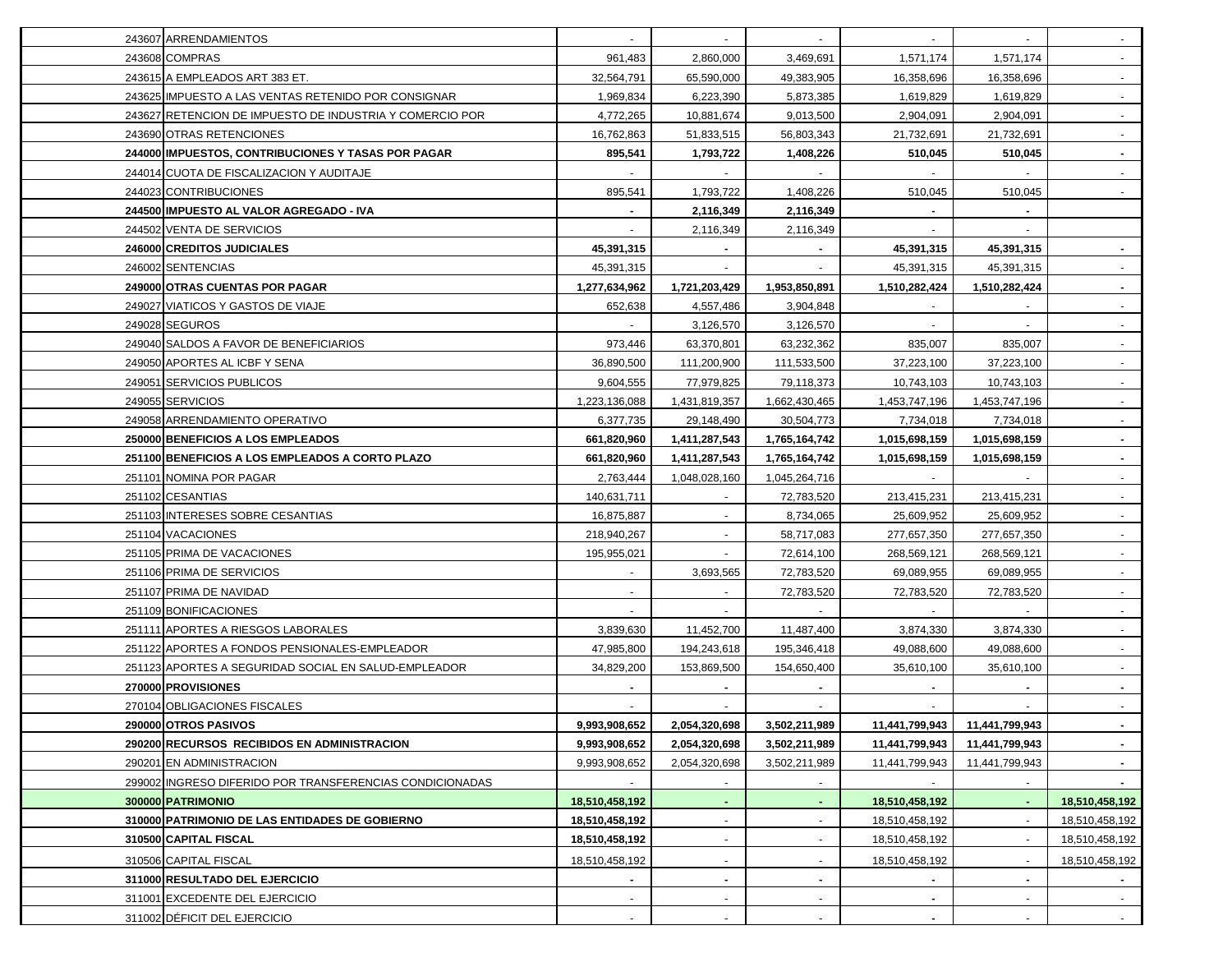| Código | Cuenta | | | | | | |
|---|---|---|---|---|---|---|---|
| 243607 | ARRENDAMIENTOS | - | - | - | - | - | - |
| 243608 | COMPRAS | 961,483 | 2,860,000 | 3,469,691 | 1,571,174 | 1,571,174 | - |
| 243615 | A EMPLEADOS ART 383 ET. | 32,564,791 | 65,590,000 | 49,383,905 | 16,358,696 | 16,358,696 | - |
| 243625 | IMPUESTO A LAS VENTAS RETENIDO POR CONSIGNAR | 1,969,834 | 6,223,390 | 5,873,385 | 1,619,829 | 1,619,829 | - |
| 243627 | RETENCION DE IMPUESTO DE INDUSTRIA Y COMERCIO POR | 4,772,265 | 10,881,674 | 9,013,500 | 2,904,091 | 2,904,091 | - |
| 243690 | OTRAS RETENCIONES | 16,762,863 | 51,833,515 | 56,803,343 | 21,732,691 | 21,732,691 | - |
| **244000** | **IMPUESTOS, CONTRIBUCIONES Y TASAS POR PAGAR** | **895,541** | **1,793,722** | **1,408,226** | **510,045** | **510,045** | **-** |
| 244014 | CUOTA DE FISCALIZACION Y AUDITAJE | - | - | - | - | - | - |
| 244023 | CONTRIBUCIONES | 895,541 | 1,793,722 | 1,408,226 | 510,045 | 510,045 | - |
| **244500** | **IMPUESTO AL VALOR AGREGADO - IVA** | **-** | **2,116,349** | **2,116,349** | **-** | **-** | |
| 244502 | VENTA DE SERVICIOS | - | 2,116,349 | 2,116,349 | - | - | |
| **246000** | **CREDITOS JUDICIALES** | **45,391,315** | **-** | **-** | **45,391,315** | **45,391,315** | **-** |
| 246002 | SENTENCIAS | 45,391,315 | - | - | 45,391,315 | 45,391,315 | - |
| **249000** | **OTRAS CUENTAS POR PAGAR** | **1,277,634,962** | **1,721,203,429** | **1,953,850,891** | **1,510,282,424** | **1,510,282,424** | **-** |
| 249027 | VIATICOS Y GASTOS DE VIAJE | 652,638 | 4,557,486 | 3,904,848 | - | - | - |
| 249028 | SEGUROS | - | 3,126,570 | 3,126,570 | - | - | - |
| 249040 | SALDOS A FAVOR DE BENEFICIARIOS | 973,446 | 63,370,801 | 63,232,362 | 835,007 | 835,007 | - |
| 249050 | APORTES AL ICBF Y SENA | 36,890,500 | 111,200,900 | 111,533,500 | 37,223,100 | 37,223,100 | - |
| 249051 | SERVICIOS PUBLICOS | 9,604,555 | 77,979,825 | 79,118,373 | 10,743,103 | 10,743,103 | - |
| 249055 | SERVICIOS | 1,223,136,088 | 1,431,819,357 | 1,662,430,465 | 1,453,747,196 | 1,453,747,196 | - |
| 249058 | ARRENDAMIENTO OPERATIVO | 6,377,735 | 29,148,490 | 30,504,773 | 7,734,018 | 7,734,018 | - |
| **250000** | **BENEFICIOS A LOS EMPLEADOS** | **661,820,960** | **1,411,287,543** | **1,765,164,742** | **1,015,698,159** | **1,015,698,159** | **-** |
| **251100** | **BENEFICIOS A LOS EMPLEADOS A CORTO PLAZO** | **661,820,960** | **1,411,287,543** | **1,765,164,742** | **1,015,698,159** | **1,015,698,159** | **-** |
| 251101 | NOMINA POR PAGAR | 2,763,444 | 1,048,028,160 | 1,045,264,716 | - | - | - |
| 251102 | CESANTIAS | 140,631,711 | - | 72,783,520 | 213,415,231 | 213,415,231 | - |
| 251103 | INTERESES SOBRE CESANTIAS | 16,875,887 | - | 8,734,065 | 25,609,952 | 25,609,952 | - |
| 251104 | VACACIONES | 218,940,267 | - | 58,717,083 | 277,657,350 | 277,657,350 | - |
| 251105 | PRIMA DE VACACIONES | 195,955,021 | - | 72,614,100 | 268,569,121 | 268,569,121 | - |
| 251106 | PRIMA DE SERVICIOS | - | 3,693,565 | 72,783,520 | 69,089,955 | 69,089,955 | - |
| 251107 | PRIMA DE NAVIDAD | - | - | 72,783,520 | 72,783,520 | 72,783,520 | - |
| 251109 | BONIFICACIONES | - | - | - | - | - | - |
| 251111 | APORTES A RIESGOS LABORALES | 3,839,630 | 11,452,700 | 11,487,400 | 3,874,330 | 3,874,330 | - |
| 251122 | APORTES A FONDOS PENSIONALES-EMPLEADOR | 47,985,800 | 194,243,618 | 195,346,418 | 49,088,600 | 49,088,600 | - |
| 251123 | APORTES A SEGURIDAD SOCIAL EN SALUD-EMPLEADOR | 34,829,200 | 153,869,500 | 154,650,400 | 35,610,100 | 35,610,100 | - |
| **270000** | **PROVISIONES** | **-** | **-** | **-** | **-** | **-** | **-** |
| 270104 | OBLIGACIONES FISCALES | - | - | - | - | - | - |
| **290000** | **OTROS PASIVOS** | **9,993,908,652** | **2,054,320,698** | **3,502,211,989** | **11,441,799,943** | **11,441,799,943** | **-** |
| **290200** | **RECURSOS RECIBIDOS EN ADMINISTRACION** | **9,993,908,652** | **2,054,320,698** | **3,502,211,989** | **11,441,799,943** | **11,441,799,943** | **-** |
| 290201 | EN ADMINISTRACION | 9,993,908,652 | 2,054,320,698 | 3,502,211,989 | 11,441,799,943 | 11,441,799,943 | - |
| 299002 | INGRESO DIFERIDO POR TRANSFERENCIAS CONDICIONADAS | - | - | - | - | - | - |
| **300000** | **PATRIMONIO** | **18,510,458,192** | **-** | **-** | **18,510,458,192** | **-** | **18,510,458,192** |
| **310000** | **PATRIMONIO DE LAS ENTIDADES DE GOBIERNO** | **18,510,458,192** | - | - | 18,510,458,192 | - | 18,510,458,192 |
| **310500** | **CAPITAL FISCAL** | **18,510,458,192** | - | - | 18,510,458,192 | - | 18,510,458,192 |
| 310506 | CAPITAL FISCAL | 18,510,458,192 | - | - | 18,510,458,192 | - | 18,510,458,192 |
| **311000** | **RESULTADO DEL EJERCICIO** | **-** | **-** | **-** | **-** | **-** | **-** |
| 311001 | EXCEDENTE DEL EJERCICIO | - | - | - | - | - | - |
| 311002 | DÉFICIT DEL EJERCICIO | - | - | - | - | - | - |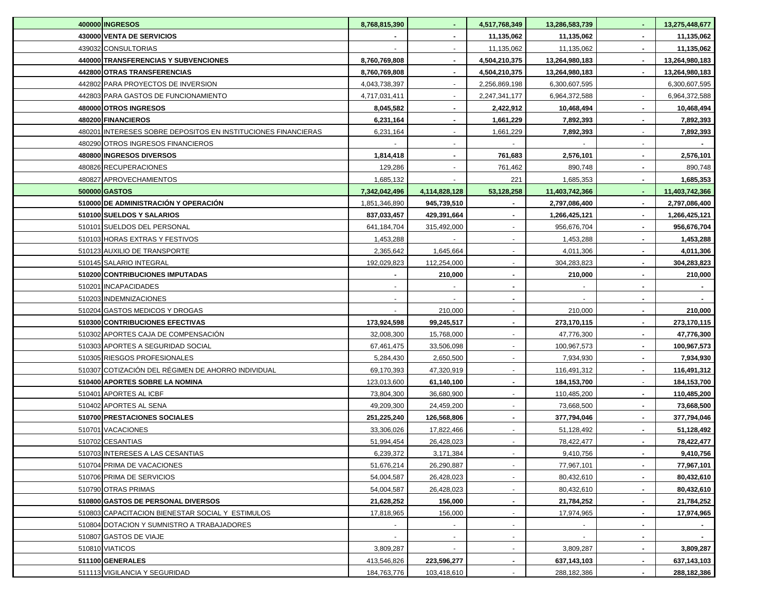| | | | | | | |
|---|---|---|---|---|---|---|
| **400000** | **INGRESOS** | **8,768,815,390** | **-** | **4,517,768,349** | **13,286,583,739** | **-** | **13,275,448,677** |
| **430000** | **VENTA DE SERVICIOS** | **-** | **-** | **11,135,062** | **11,135,062** | **-** | **11,135,062** |
| 439032 | CONSULTORIAS | - | - | 11,135,062 | 11,135,062 | **-** | **11,135,062** |
| **440000** | **TRANSFERENCIAS Y SUBVENCIONES** | **8,760,769,808** | **-** | **4,504,210,375** | **13,264,980,183** | **-** | **13,264,980,183** |
| **442800** | **OTRAS TRANSFERENCIAS** | **8,760,769,808** | **-** | **4,504,210,375** | **13,264,980,183** | **-** | **13,264,980,183** |
| 442802 | PARA PROYECTOS DE INVERSION | 4,043,738,397 | - | 2,256,869,198 | 6,300,607,595 | | 6,300,607,595 |
| 442803 | PARA GASTOS DE FUNCIONAMIENTO | 4,717,031,411 | - | 2,247,341,177 | 6,964,372,588 | - | 6,964,372,588 |
| **480000** | **OTROS INGRESOS** | **8,045,582** | **-** | **2,422,912** | **10,468,494** | **-** | **10,468,494** |
| **480200** | **FINANCIEROS** | **6,231,164** | **-** | **1,661,229** | **7,892,393** | **-** | **7,892,393** |
| 480201 | INTERESES SOBRE DEPOSITOS EN INSTITUCIONES FINANCIERAS | 6,231,164 | - | 1,661,229 | **7,892,393** | - | **7,892,393** |
| 480290 | OTROS INGRESOS FINANCIEROS | - | - | - | - | - | **-** |
| **480800** | **INGRESOS DIVERSOS** | **1,814,418** | **-** | **761,683** | **2,576,101** | **-** | **2,576,101** |
| 480826 | RECUPERACIONES | 129,286 | - | 761,462 | 890,748 | **-** | 890,748 |
| 480827 | APROVECHAMIENTOS | 1,685,132 | - | 221 | 1,685,353 | **-** | **1,685,353** |
| **500000** | **GASTOS** | **7,342,042,496** | **4,114,828,128** | **53,128,258** | **11,403,742,366** | **-** | **11,403,742,366** |
| **510000** | **DE ADMINISTRACIÓN Y OPERACIÓN** | 1,851,346,890 | **945,739,510** | **-** | **2,797,086,400** | **-** | **2,797,086,400** |
| **510100** | **SUELDOS Y SALARIOS** | **837,033,457** | **429,391,664** | **-** | **1,266,425,121** | **-** | **1,266,425,121** |
| 510101 | SUELDOS DEL PERSONAL | 641,184,704 | 315,492,000 | - | 956,676,704 | **-** | **956,676,704** |
| 510103 | HORAS EXTRAS Y FESTIVOS | 1,453,288 | - | - | 1,453,288 | **-** | **1,453,288** |
| 510123 | AUXILIO DE TRANSPORTE | 2,365,642 | 1,645,664 | - | 4,011,306 | **-** | **4,011,306** |
| 510145 | SALARIO INTEGRAL | 192,029,823 | 112,254,000 | - | 304,283,823 | **-** | **304,283,823** |
| **510200** | **CONTRIBUCIONES IMPUTADAS** | **-** | **210,000** | **-** | **210,000** | **-** | **210,000** |
| 510201 | INCAPACIDADES | - | - | **-** | - | **-** | **-** |
| 510203 | INDEMNIZACIONES | - | - | **-** | - | **-** | **-** |
| 510204 | GASTOS MEDICOS Y DROGAS | - | 210,000 | - | 210,000 | **-** | **210,000** |
| **510300** | **CONTRIBUCIONES EFECTIVAS** | **173,924,598** | **99,245,517** | **-** | **273,170,115** | **-** | **273,170,115** |
| 510302 | APORTES CAJA DE COMPENSACIÓN | 32,008,300 | 15,768,000 | - | 47,776,300 | **-** | **47,776,300** |
| 510303 | APORTES A SEGURIDAD SOCIAL | 67,461,475 | 33,506,098 | - | 100,967,573 | **-** | **100,967,573** |
| 510305 | RIESGOS PROFESIONALES | 5,284,430 | 2,650,500 | - | 7,934,930 | **-** | **7,934,930** |
| 510307 | COTIZACIÓN DEL RÉGIMEN DE AHORRO INDIVIDUAL | 69,170,393 | 47,320,919 | - | 116,491,312 | **-** | **116,491,312** |
| **510400** | **APORTES SOBRE LA NOMINA** | 123,013,600 | **61,140,100** | **-** | **184,153,700** | - | **184,153,700** |
| 510401 | APORTES AL ICBF | 73,804,300 | 36,680,900 | - | 110,485,200 | **-** | **110,485,200** |
| 510402 | APORTES AL SENA | 49,209,300 | 24,459,200 | - | 73,668,500 | **-** | **73,668,500** |
| **510700** | **PRESTACIONES SOCIALES** | **251,225,240** | **126,568,806** | **-** | **377,794,046** | **-** | **377,794,046** |
| 510701 | VACACIONES | 33,306,026 | 17,822,466 | - | 51,128,492 | **-** | **51,128,492** |
| 510702 | CESANTIAS | 51,994,454 | 26,428,023 | - | 78,422,477 | **-** | **78,422,477** |
| 510703 | INTERESES A LAS CESANTIAS | 6,239,372 | 3,171,384 | - | 9,410,756 | **-** | **9,410,756** |
| 510704 | PRIMA DE VACACIONES | 51,676,214 | 26,290,887 | - | 77,967,101 | **-** | **77,967,101** |
| 510706 | PRIMA DE SERVICIOS | 54,004,587 | 26,428,023 | - | 80,432,610 | **-** | **80,432,610** |
| 510790 | OTRAS PRIMAS | 54,004,587 | 26,428,023 | - | 80,432,610 | **-** | **80,432,610** |
| **510800** | **GASTOS DE PERSONAL DIVERSOS** | **21,628,252** | **156,000** | **-** | **21,784,252** | **-** | **21,784,252** |
| 510803 | CAPACITACION BIENESTAR SOCIAL Y ESTIMULOS | 17,818,965 | 156,000 | - | 17,974,965 | **-** | **17,974,965** |
| 510804 | DOTACION Y SUMNISTRO A TRABAJADORES | - | - | - | - | **-** | **-** |
| 510807 | GASTOS DE VIAJE | - | - | - | - | **-** | **-** |
| 510810 | VIATICOS | 3,809,287 | - | - | 3,809,287 | **-** | **3,809,287** |
| **511100** | **GENERALES** | **413,546,826** | **223,596,277** | **-** | **637,143,103** | **-** | **637,143,103** |
| 511113 | VIGILANCIA Y SEGURIDAD | 184,763,776 | 103,418,610 | - | 288,182,386 | **-** | **288,182,386** |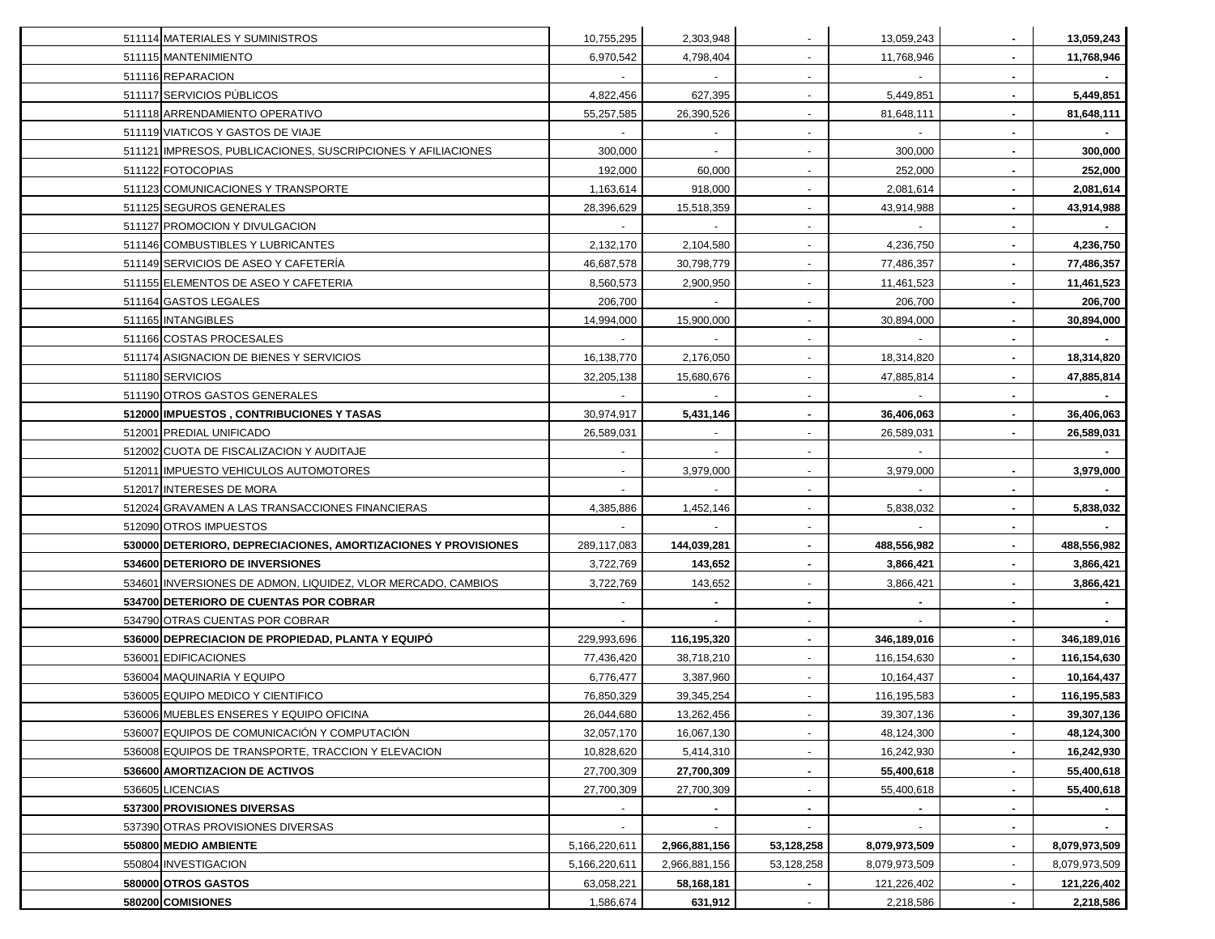| | | | | | | | |
|---|---|---|---|---|---|---|---|
| 511114 | MATERIALES Y SUMINISTROS | 10,755,295 | 2,303,948 | - | 13,059,243 | - | **13,059,243** |
| 511115 | MANTENIMIENTO | 6,970,542 | 4,798,404 | - | 11,768,946 | - | **11,768,946** |
| 511116 | REPARACION | - | - | - | - | - | - |
| 511117 | SERVICIOS PÚBLICOS | 4,822,456 | 627,395 | - | 5,449,851 | - | **5,449,851** |
| 511118 | ARRENDAMIENTO OPERATIVO | 55,257,585 | 26,390,526 | - | 81,648,111 | - | **81,648,111** |
| 511119 | VIATICOS Y GASTOS DE VIAJE | - | - | - | - | - | - |
| 511121 | IMPRESOS, PUBLICACIONES, SUSCRIPCIONES Y AFILIACIONES | 300,000 | - | - | 300,000 | - | **300,000** |
| 511122 | FOTOCOPIAS | 192,000 | 60,000 | - | 252,000 | - | **252,000** |
| 511123 | COMUNICACIONES Y TRANSPORTE | 1,163,614 | 918,000 | - | 2,081,614 | - | **2,081,614** |
| 511125 | SEGUROS GENERALES | 28,396,629 | 15,518,359 | - | 43,914,988 | - | **43,914,988** |
| 511127 | PROMOCION Y DIVULGACION | - | - | - | - | - | - |
| 511146 | COMBUSTIBLES Y LUBRICANTES | 2,132,170 | 2,104,580 | - | 4,236,750 | - | **4,236,750** |
| 511149 | SERVICIOS DE ASEO Y CAFETERÍA | 46,687,578 | 30,798,779 | - | 77,486,357 | - | **77,486,357** |
| 511155 | ELEMENTOS DE ASEO Y CAFETERIA | 8,560,573 | 2,900,950 | - | 11,461,523 | - | **11,461,523** |
| 511164 | GASTOS LEGALES | 206,700 | - | - | 206,700 | - | **206,700** |
| 511165 | INTANGIBLES | 14,994,000 | 15,900,000 | - | 30,894,000 | - | **30,894,000** |
| 511166 | COSTAS PROCESALES | - | - | - | - | - | - |
| 511174 | ASIGNACION DE BIENES Y SERVICIOS | 16,138,770 | 2,176,050 | - | 18,314,820 | - | **18,314,820** |
| 511180 | SERVICIOS | 32,205,138 | 15,680,676 | - | 47,885,814 | - | **47,885,814** |
| 511190 | OTROS GASTOS GENERALES | - | - | - | - | - | - |
| **512000** | **IMPUESTOS , CONTRIBUCIONES Y TASAS** | 30,974,917 | **5,431,146** | - | **36,406,063** | - | **36,406,063** |
| 512001 | PREDIAL UNIFICADO | 26,589,031 | - | - | 26,589,031 | - | **26,589,031** |
| 512002 | CUOTA DE FISCALIZACION Y AUDITAJE | - | - | - | - | | - |
| 512011 | IMPUESTO VEHICULOS AUTOMOTORES | - | 3,979,000 | - | 3,979,000 | - | **3,979,000** |
| 512017 | INTERESES DE MORA | - | - | - | - | - | - |
| 512024 | GRAVAMEN A LAS TRANSACCIONES FINANCIERAS | 4,385,886 | 1,452,146 | - | 5,838,032 | - | **5,838,032** |
| 512090 | OTROS IMPUESTOS | - | - | - | - | - | - |
| **530000** | **DETERIORO, DEPRECIACIONES, AMORTIZACIONES Y PROVISIONES** | 289,117,083 | **144,039,281** | - | **488,556,982** | - | **488,556,982** |
| **534600** | **DETERIORO DE INVERSIONES** | 3,722,769 | **143,652** | - | **3,866,421** | - | **3,866,421** |
| 534601 | INVERSIONES DE ADMON, LIQUIDEZ, VLOR MERCADO, CAMBIOS | 3,722,769 | 143,652 | - | 3,866,421 | - | **3,866,421** |
| **534700** | **DETERIORO DE CUENTAS POR COBRAR** | - | - | - | - | - | - |
| 534790 | OTRAS CUENTAS POR COBRAR | - | - | - | - | - | - |
| **536000** | **DEPRECIACION DE PROPIEDAD, PLANTA Y EQUIPÓ** | 229,993,696 | **116,195,320** | - | **346,189,016** | - | **346,189,016** |
| 536001 | EDIFICACIONES | 77,436,420 | 38,718,210 | - | 116,154,630 | - | **116,154,630** |
| 536004 | MAQUINARIA Y EQUIPO | 6,776,477 | 3,387,960 | - | 10,164,437 | - | **10,164,437** |
| 536005 | EQUIPO MEDICO Y CIENTIFICO | 76,850,329 | 39,345,254 | - | 116,195,583 | - | **116,195,583** |
| 536006 | MUEBLES ENSERES Y EQUIPO OFICINA | 26,044,680 | 13,262,456 | - | 39,307,136 | - | **39,307,136** |
| 536007 | EQUIPOS DE COMUNICACIÓN Y COMPUTACIÓN | 32,057,170 | 16,067,130 | - | 48,124,300 | - | **48,124,300** |
| 536008 | EQUIPOS DE TRANSPORTE, TRACCION Y ELEVACION | 10,828,620 | 5,414,310 | - | 16,242,930 | - | **16,242,930** |
| **536600** | **AMORTIZACION DE ACTIVOS** | 27,700,309 | **27,700,309** | - | **55,400,618** | - | **55,400,618** |
| 536605 | LICENCIAS | 27,700,309 | 27,700,309 | - | 55,400,618 | - | **55,400,618** |
| **537300** | **PROVISIONES DIVERSAS** | - | - | - | - | - | - |
| 537390 | OTRAS PROVISIONES DIVERSAS | - | - | - | - | - | - |
| **550800** | **MEDIO AMBIENTE** | 5,166,220,611 | **2,966,881,156** | **53,128,258** | **8,079,973,509** | - | **8,079,973,509** |
| 550804 | INVESTIGACION | 5,166,220,611 | 2,966,881,156 | 53,128,258 | 8,079,973,509 | - | 8,079,973,509 |
| **580000** | **OTROS GASTOS** | 63,058,221 | **58,168,181** | - | 121,226,402 | - | **121,226,402** |
| **580200** | **COMISIONES** | 1,586,674 | **631,912** | - | 2,218,586 | - | **2,218,586** |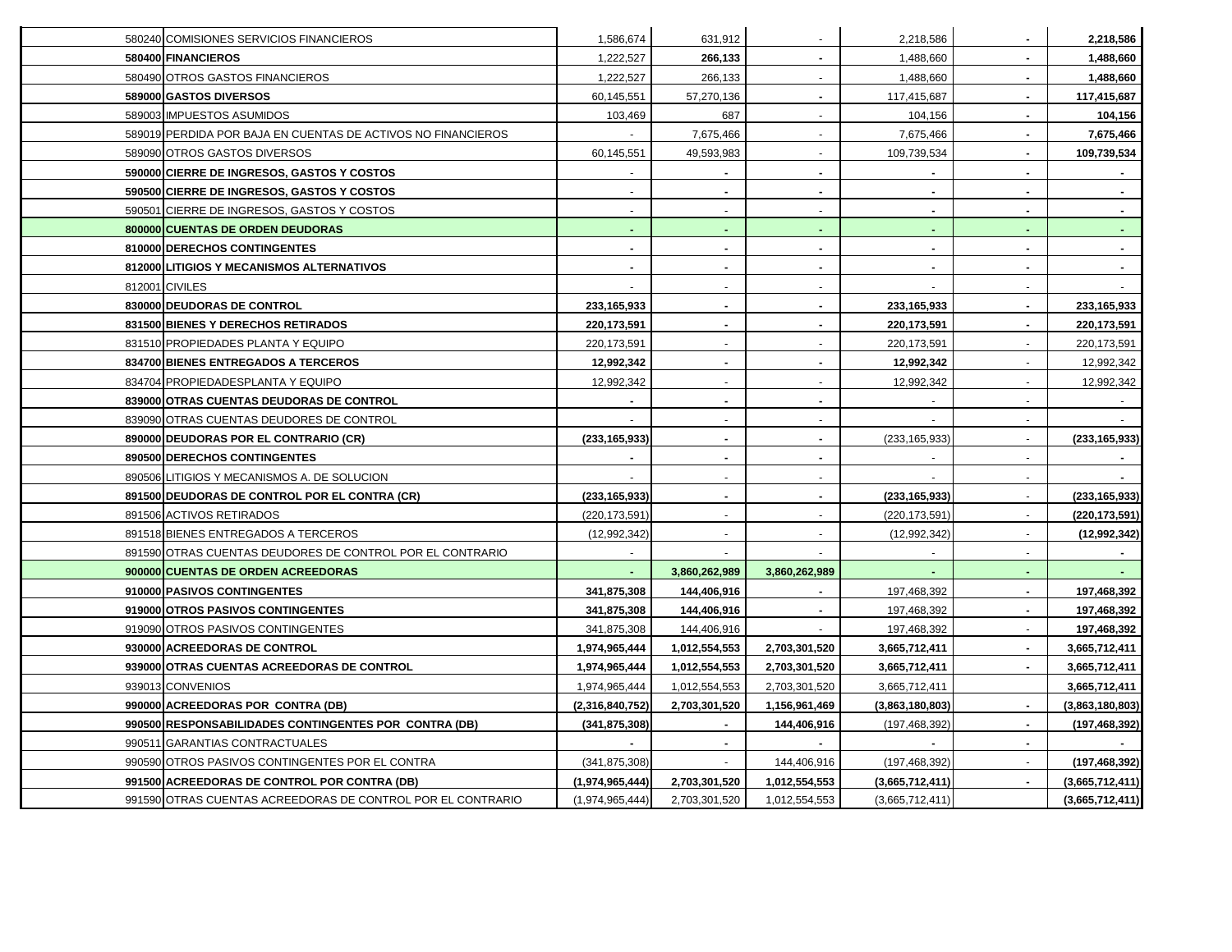| | | | | | | | |
|---|---|---|---|---|---|---|---|
| 580240 | COMISIONES SERVICIOS FINANCIEROS | 1,586,674 | 631,912 | - | 2,218,586 | - | **2,218,586** |
| **580400** | **FINANCIEROS** | 1,222,527 | **266,133** | - | 1,488,660 | - | **1,488,660** |
| 580490 | OTROS GASTOS FINANCIEROS | 1,222,527 | 266,133 | - | 1,488,660 | - | **1,488,660** |
| **589000** | **GASTOS DIVERSOS** | 60,145,551 | 57,270,136 | - | 117,415,687 | - | **117,415,687** |
| 589003 | IMPUESTOS ASUMIDOS | 103,469 | 687 | - | 104,156 | - | **104,156** |
| 589019 | PERDIDA POR BAJA EN CUENTAS DE ACTIVOS NO FINANCIEROS | - | 7,675,466 | - | 7,675,466 | - | **7,675,466** |
| 589090 | OTROS GASTOS DIVERSOS | 60,145,551 | 49,593,983 | - | 109,739,534 | - | **109,739,534** |
| **590000** | **CIERRE DE INGRESOS, GASTOS Y COSTOS** | - | - | - | - | - | - |
| **590500** | **CIERRE DE INGRESOS, GASTOS Y COSTOS** | - | - | - | - | - | - |
| 590501 | CIERRE DE INGRESOS, GASTOS Y COSTOS | - | - | - | - | - | - |
| **800000** | **CUENTAS DE ORDEN DEUDORAS** | - | - | - | - | - | - |
| **810000** | **DERECHOS CONTINGENTES** | - | - | - | - | - | - |
| **812000** | **LITIGIOS Y MECANISMOS ALTERNATIVOS** | - | - | - | - | - | - |
| 812001 | CIVILES | - | - | - | - | - | - |
| **830000** | **DEUDORAS DE CONTROL** | **233,165,933** | - | - | **233,165,933** | - | **233,165,933** |
| **831500** | **BIENES Y DERECHOS RETIRADOS** | **220,173,591** | - | - | **220,173,591** | - | **220,173,591** |
| 831510 | PROPIEDADES PLANTA Y EQUIPO | 220,173,591 | - | - | 220,173,591 | - | 220,173,591 |
| **834700** | **BIENES ENTREGADOS A TERCEROS** | **12,992,342** | - | - | **12,992,342** | - | 12,992,342 |
| 834704 | PROPIEDADESPLANTA Y EQUIPO | 12,992,342 | - | - | 12,992,342 | - | 12,992,342 |
| **839000** | **OTRAS CUENTAS DEUDORAS DE CONTROL** | - | - | - | - | - | - |
| 839090 | OTRAS CUENTAS DEUDORES DE CONTROL | - | - | - | - | - | - |
| **890000** | **DEUDORAS POR EL CONTRARIO (CR)** | **(233,165,933)** | - | - | (233,165,933) | - | **(233,165,933)** |
| **890500** | **DERECHOS CONTINGENTES** | - | - | - | - | - | - |
| 890506 | LITIGIOS Y MECANISMOS A. DE SOLUCION | - | - | - | - | - | - |
| **891500** | **DEUDORAS DE CONTROL POR EL CONTRA (CR)** | **(233,165,933)** | - | - | **(233,165,933)** | - | **(233,165,933)** |
| 891506 | ACTIVOS RETIRADOS | (220,173,591) | - | - | (220,173,591) | - | **(220,173,591)** |
| 891518 | BIENES ENTREGADOS A TERCEROS | (12,992,342) | - | - | (12,992,342) | - | **(12,992,342)** |
| 891590 | OTRAS CUENTAS DEUDORES DE CONTROL POR EL CONTRARIO | - | - | - | - | - | - |
| **900000** | **CUENTAS DE ORDEN ACREEDORAS** | - | **3,860,262,989** | **3,860,262,989** | - | - | - |
| **910000** | **PASIVOS CONTINGENTES** | **341,875,308** | **144,406,916** | - | 197,468,392 | - | **197,468,392** |
| **919000** | **OTROS PASIVOS CONTINGENTES** | **341,875,308** | **144,406,916** | - | 197,468,392 | - | **197,468,392** |
| 919090 | OTROS PASIVOS CONTINGENTES | 341,875,308 | 144,406,916 | - | 197,468,392 | - | **197,468,392** |
| **930000** | **ACREEDORAS DE CONTROL** | **1,974,965,444** | **1,012,554,553** | **2,703,301,520** | **3,665,712,411** | - | **3,665,712,411** |
| **939000** | **OTRAS CUENTAS ACREEDORAS DE CONTROL** | **1,974,965,444** | **1,012,554,553** | **2,703,301,520** | **3,665,712,411** | - | **3,665,712,411** |
| 939013 | CONVENIOS | 1,974,965,444 | 1,012,554,553 | 2,703,301,520 | 3,665,712,411 | | **3,665,712,411** |
| **990000** | **ACREEDORAS POR CONTRA (DB)** | **(2,316,840,752)** | **2,703,301,520** | **1,156,961,469** | **(3,863,180,803)** | - | **(3,863,180,803)** |
| **990500** | **RESPONSABILIDADES CONTINGENTES POR CONTRA (DB)** | **(341,875,308)** | - | **144,406,916** | (197,468,392) | - | **(197,468,392)** |
| 990511 | GARANTIAS CONTRACTUALES | - | - | - | - | - | - |
| 990590 | OTROS PASIVOS CONTINGENTES POR EL CONTRA | (341,875,308) | - | 144,406,916 | (197,468,392) | - | **(197,468,392)** |
| **991500** | **ACREEDORAS DE CONTROL POR CONTRA (DB)** | **(1,974,965,444)** | **2,703,301,520** | **1,012,554,553** | **(3,665,712,411)** | - | **(3,665,712,411)** |
| 991590 | OTRAS CUENTAS ACREEDORAS DE CONTROL POR EL CONTRARIO | (1,974,965,444) | 2,703,301,520 | 1,012,554,553 | (3,665,712,411) | | **(3,665,712,411)** |